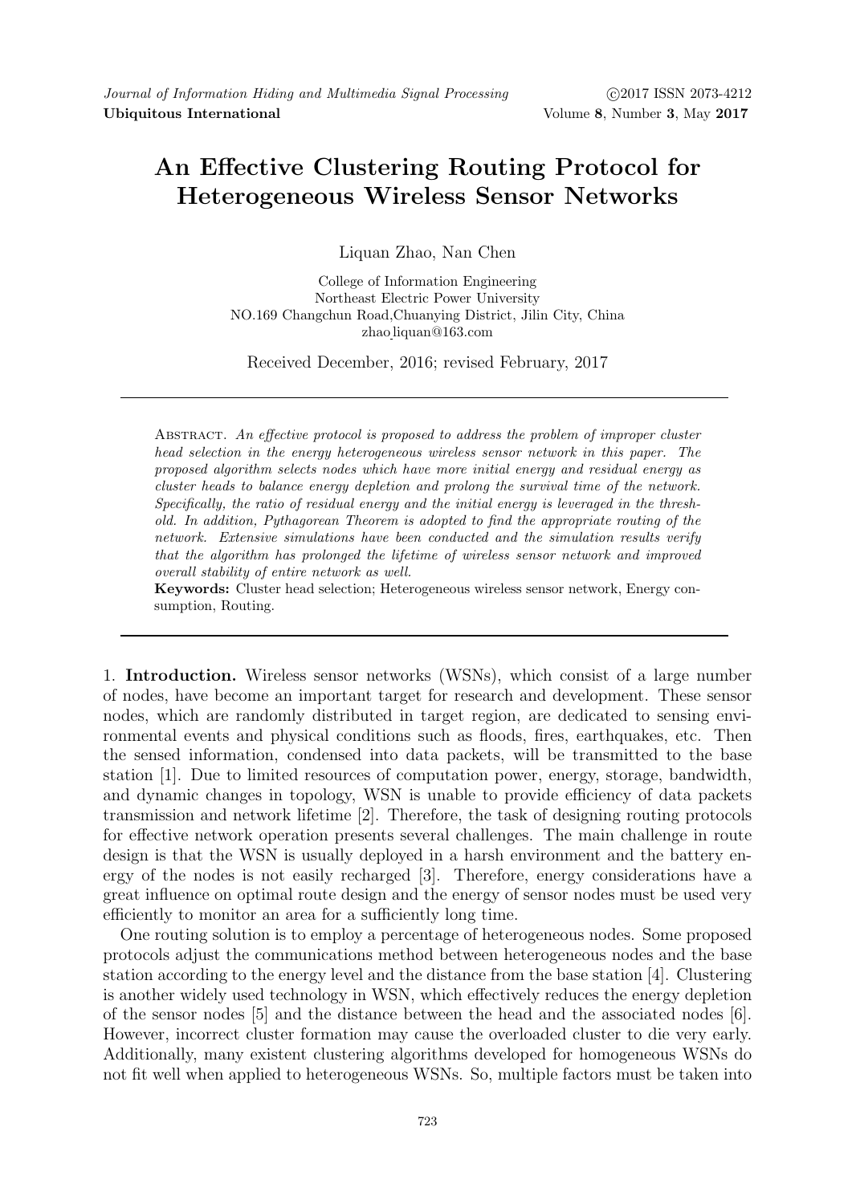# An Effective Clustering Routing Protocol for Heterogeneous Wireless Sensor Networks

Liquan Zhao, Nan Chen

College of Information Engineering
Northeast Electric Power University
NO.169 Changchun Road,Chuanying District, Jilin City, China
zhao_liquan@163.com

Received December, 2016; revised February, 2017

Abstract. *An effective protocol is proposed to address the problem of improper cluster head selection in the energy heterogeneous wireless sensor network in this paper. The proposed algorithm selects nodes which have more initial energy and residual energy as cluster heads to balance energy depletion and prolong the survival time of the network. Specifically, the ratio of residual energy and the initial energy is leveraged in the threshold. In addition, Pythagorean Theorem is adopted to find the appropriate routing of the network. Extensive simulations have been conducted and the simulation results verify that the algorithm has prolonged the lifetime of wireless sensor network and improved overall stability of entire network as well.*

**Keywords:** Cluster head selection; Heterogeneous wireless sensor network, Energy consumption, Routing.

## 1. Introduction.

Wireless sensor networks (WSNs), which consist of a large number of nodes, have become an important target for research and development. These sensor nodes, which are randomly distributed in target region, are dedicated to sensing environmental events and physical conditions such as floods, fires, earthquakes, etc. Then the sensed information, condensed into data packets, will be transmitted to the base station [1]. Due to limited resources of computation power, energy, storage, bandwidth, and dynamic changes in topology, WSN is unable to provide efficiency of data packets transmission and network lifetime [2]. Therefore, the task of designing routing protocols for effective network operation presents several challenges. The main challenge in route design is that the WSN is usually deployed in a harsh environment and the battery energy of the nodes is not easily recharged [3]. Therefore, energy considerations have a great influence on optimal route design and the energy of sensor nodes must be used very efficiently to monitor an area for a sufficiently long time.

One routing solution is to employ a percentage of heterogeneous nodes. Some proposed protocols adjust the communications method between heterogeneous nodes and the base station according to the energy level and the distance from the base station [4]. Clustering is another widely used technology in WSN, which effectively reduces the energy depletion of the sensor nodes [5] and the distance between the head and the associated nodes [6]. However, incorrect cluster formation may cause the overloaded cluster to die very early. Additionally, many existent clustering algorithms developed for homogeneous WSNs do not fit well when applied to heterogeneous WSNs. So, multiple factors must be taken into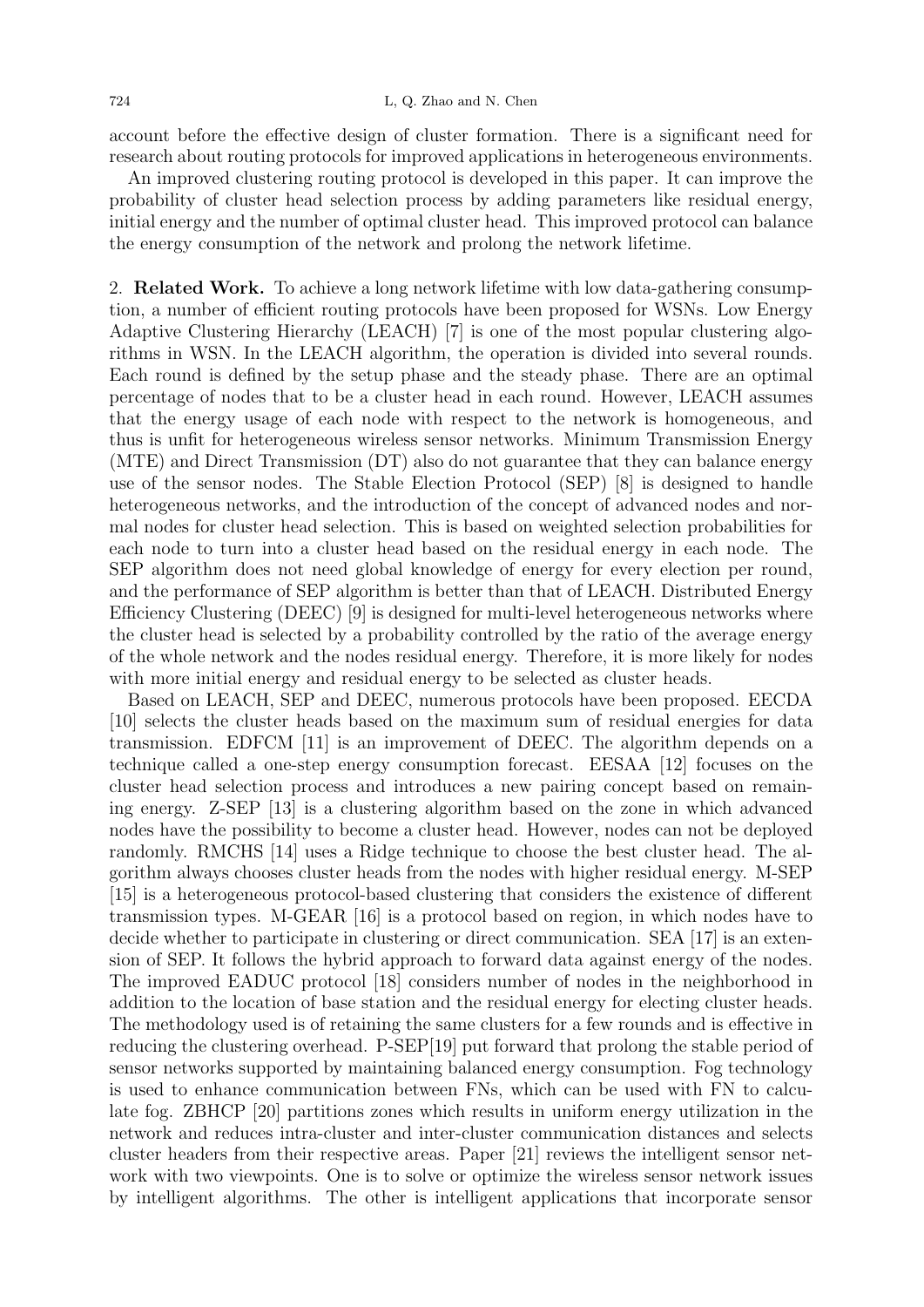account before the effective design of cluster formation. There is a significant need for research about routing protocols for improved applications in heterogeneous environments.

An improved clustering routing protocol is developed in this paper. It can improve the probability of cluster head selection process by adding parameters like residual energy, initial energy and the number of optimal cluster head. This improved protocol can balance the energy consumption of the network and prolong the network lifetime.

## 2. Related Work.

To achieve a long network lifetime with low data-gathering consumption, a number of efficient routing protocols have been proposed for WSNs. Low Energy Adaptive Clustering Hierarchy (LEACH) [7] is one of the most popular clustering algorithms in WSN. In the LEACH algorithm, the operation is divided into several rounds. Each round is defined by the setup phase and the steady phase. There are an optimal percentage of nodes that to be a cluster head in each round. However, LEACH assumes that the energy usage of each node with respect to the network is homogeneous, and thus is unfit for heterogeneous wireless sensor networks. Minimum Transmission Energy (MTE) and Direct Transmission (DT) also do not guarantee that they can balance energy use of the sensor nodes. The Stable Election Protocol (SEP) [8] is designed to handle heterogeneous networks, and the introduction of the concept of advanced nodes and normal nodes for cluster head selection. This is based on weighted selection probabilities for each node to turn into a cluster head based on the residual energy in each node. The SEP algorithm does not need global knowledge of energy for every election per round, and the performance of SEP algorithm is better than that of LEACH. Distributed Energy Efficiency Clustering (DEEC) [9] is designed for multi-level heterogeneous networks where the cluster head is selected by a probability controlled by the ratio of the average energy of the whole network and the nodes residual energy. Therefore, it is more likely for nodes with more initial energy and residual energy to be selected as cluster heads.

Based on LEACH, SEP and DEEC, numerous protocols have been proposed. EECDA [10] selects the cluster heads based on the maximum sum of residual energies for data transmission. EDFCM [11] is an improvement of DEEC. The algorithm depends on a technique called a one-step energy consumption forecast. EESAA [12] focuses on the cluster head selection process and introduces a new pairing concept based on remaining energy. Z-SEP [13] is a clustering algorithm based on the zone in which advanced nodes have the possibility to become a cluster head. However, nodes can not be deployed randomly. RMCHS [14] uses a Ridge technique to choose the best cluster head. The algorithm always chooses cluster heads from the nodes with higher residual energy. M-SEP [15] is a heterogeneous protocol-based clustering that considers the existence of different transmission types. M-GEAR [16] is a protocol based on region, in which nodes have to decide whether to participate in clustering or direct communication. SEA [17] is an extension of SEP. It follows the hybrid approach to forward data against energy of the nodes. The improved EADUC protocol [18] considers number of nodes in the neighborhood in addition to the location of base station and the residual energy for electing cluster heads. The methodology used is of retaining the same clusters for a few rounds and is effective in reducing the clustering overhead. P-SEP[19] put forward that prolong the stable period of sensor networks supported by maintaining balanced energy consumption. Fog technology is used to enhance communication between FNs, which can be used with FN to calculate fog. ZBHCP [20] partitions zones which results in uniform energy utilization in the network and reduces intra-cluster and inter-cluster communication distances and selects cluster headers from their respective areas. Paper [21] reviews the intelligent sensor network with two viewpoints. One is to solve or optimize the wireless sensor network issues by intelligent algorithms. The other is intelligent applications that incorporate sensor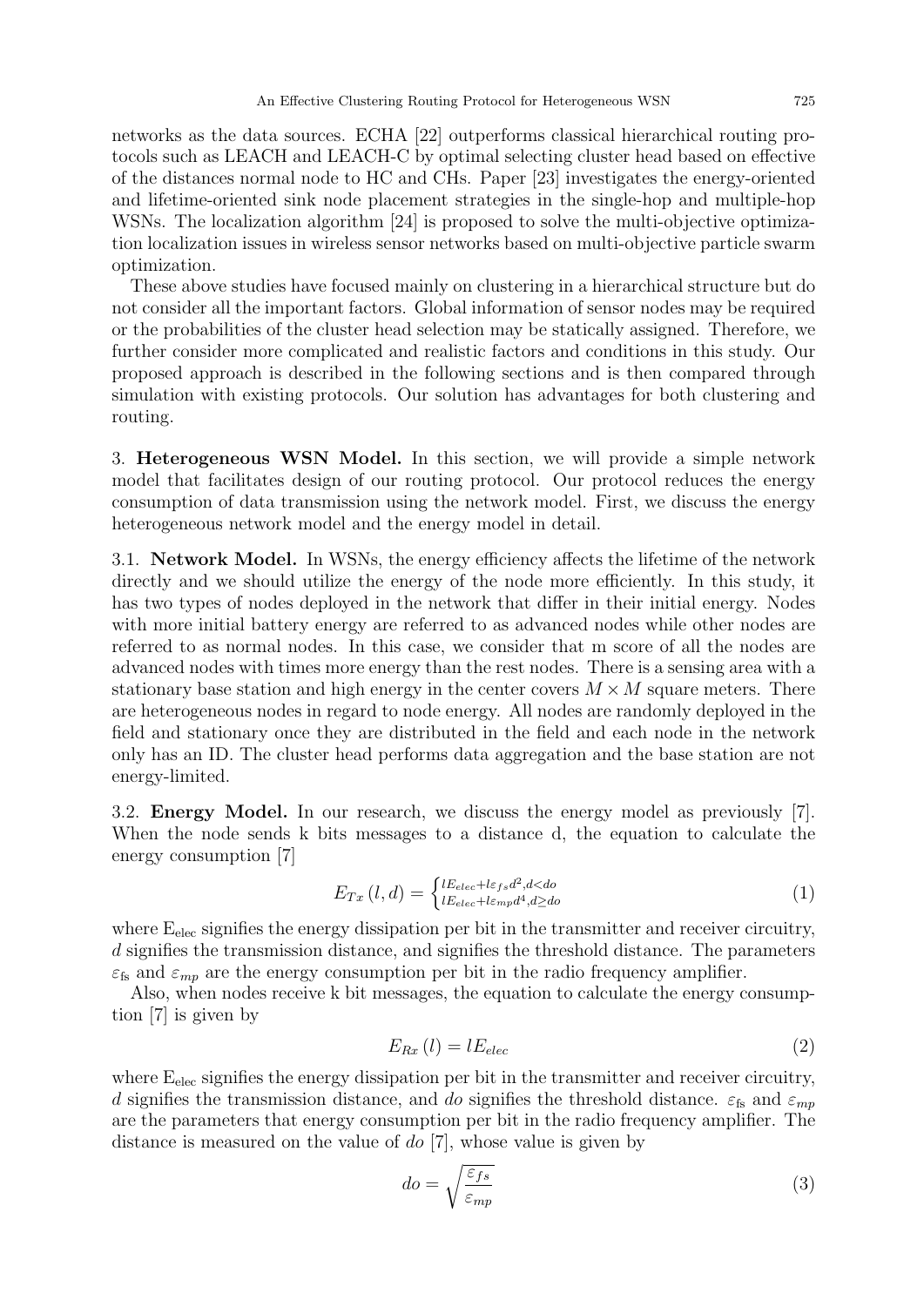networks as the data sources. ECHA [22] outperforms classical hierarchical routing protocols such as LEACH and LEACH-C by optimal selecting cluster head based on effective of the distances normal node to HC and CHs. Paper [23] investigates the energy-oriented and lifetime-oriented sink node placement strategies in the single-hop and multiple-hop WSNs. The localization algorithm [24] is proposed to solve the multi-objective optimization localization issues in wireless sensor networks based on multi-objective particle swarm optimization.

These above studies have focused mainly on clustering in a hierarchical structure but do not consider all the important factors. Global information of sensor nodes may be required or the probabilities of the cluster head selection may be statically assigned. Therefore, we further consider more complicated and realistic factors and conditions in this study. Our proposed approach is described in the following sections and is then compared through simulation with existing protocols. Our solution has advantages for both clustering and routing.

## 3. Heterogeneous WSN Model.

In this section, we will provide a simple network model that facilitates design of our routing protocol. Our protocol reduces the energy consumption of data transmission using the network model. First, we discuss the energy heterogeneous network model and the energy model in detail.

### 3.1. Network Model.

In WSNs, the energy efficiency affects the lifetime of the network directly and we should utilize the energy of the node more efficiently. In this study, it has two types of nodes deployed in the network that differ in their initial energy. Nodes with more initial battery energy are referred to as advanced nodes while other nodes are referred to as normal nodes. In this case, we consider that m score of all the nodes are advanced nodes with times more energy than the rest nodes. There is a sensing area with a stationary base station and high energy in the center covers $M \times M$ square meters. There are heterogeneous nodes in regard to node energy. All nodes are randomly deployed in the field and stationary once they are distributed in the field and each node in the network only has an ID. The cluster head performs data aggregation and the base station are not energy-limited.

### 3.2. Energy Model.

In our research, we discuss the energy model as previously [7]. When the node sends k bits messages to a distance d, the equation to calculate the energy consumption [7]

$$E_{Tx}(l,d) = \begin{cases} lE_{elec} + l\varepsilon_{fs}d^2, d < do \\ lE_{elec} + l\varepsilon_{mp}d^4, d \geq do \end{cases} \tag{1}$$

where $E_{elec}$ signifies the energy dissipation per bit in the transmitter and receiver circuitry, $d$ signifies the transmission distance, and signifies the threshold distance. The parameters $\varepsilon_{fs}$ and $\varepsilon_{mp}$ are the energy consumption per bit in the radio frequency amplifier.

Also, when nodes receive k bit messages, the equation to calculate the energy consumption [7] is given by

$$E_{Rx}(l) = lE_{elec} \tag{2}$$

where $E_{elec}$ signifies the energy dissipation per bit in the transmitter and receiver circuitry, $d$ signifies the transmission distance, and $do$ signifies the threshold distance. $\varepsilon_{fs}$ and $\varepsilon_{mp}$ are the parameters that energy consumption per bit in the radio frequency amplifier. The distance is measured on the value of $do$ [7], whose value is given by

$$do = \sqrt{\frac{\varepsilon_{fs}}{\varepsilon_{mp}}} \tag{3}$$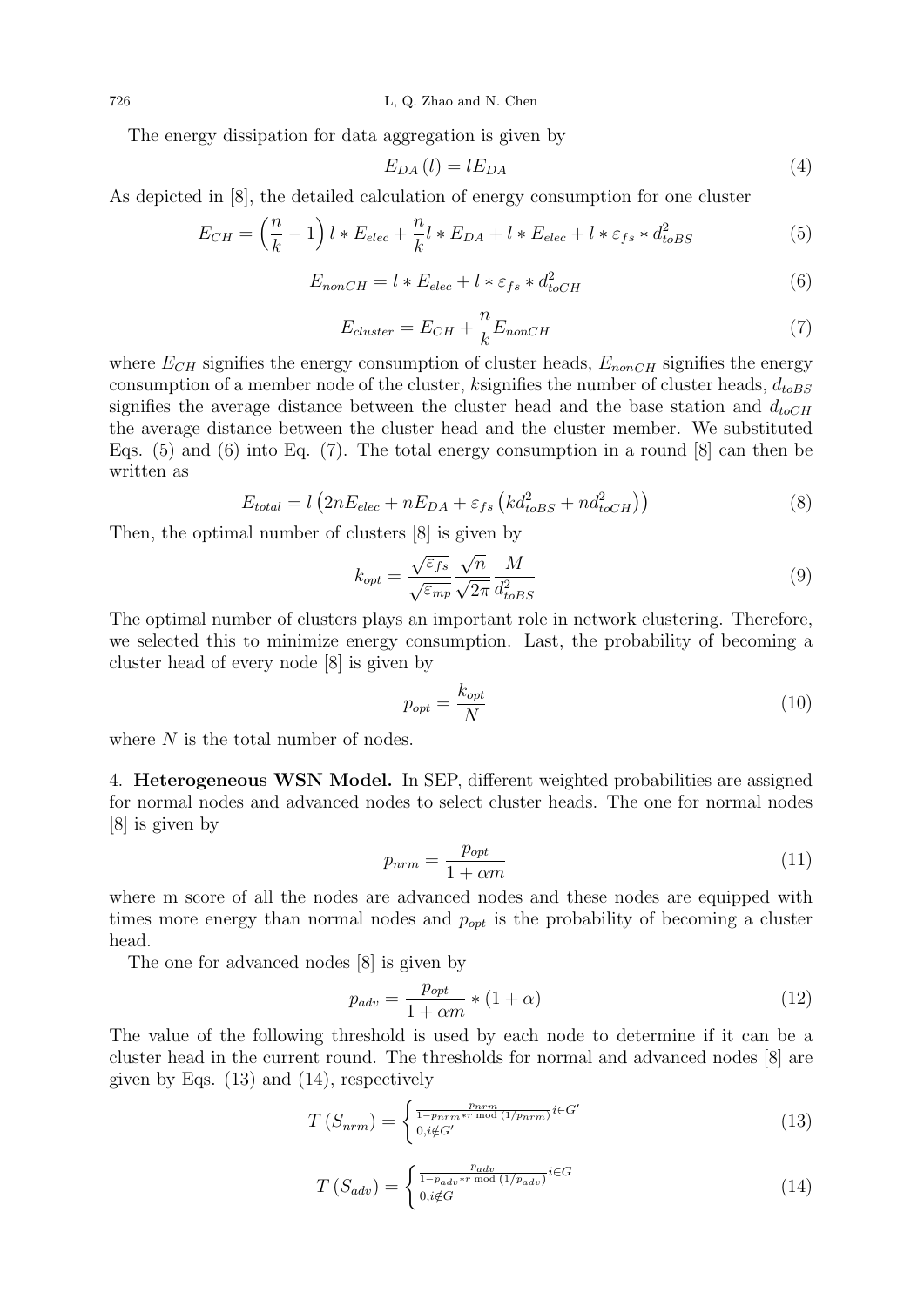The energy dissipation for data aggregation is given by

$$E_{DA}(l) = lE_{DA} \tag{4}$$

As depicted in [8], the detailed calculation of energy consumption for one cluster

$$E_{CH} = \left(\frac{n}{k} - 1\right) l * E_{elec} + \frac{n}{k} l * E_{DA} + l * E_{elec} + l * \varepsilon_{fs} * d_{toBS}^2 \tag{5}$$

$$E_{nonCH} = l * E_{elec} + l * \varepsilon_{fs} * d_{toCH}^2 \tag{6}$$

$$E_{cluster} = E_{CH} + \frac{n}{k} E_{nonCH} \tag{7}$$

where $E_{CH}$ signifies the energy consumption of cluster heads, $E_{nonCH}$ signifies the energy consumption of a member node of the cluster, $k$signifies the number of cluster heads, $d_{toBS}$ signifies the average distance between the cluster head and the base station and $d_{toCH}$ the average distance between the cluster head and the cluster member. We substituted Eqs. (5) and (6) into Eq. (7). The total energy consumption in a round [8] can then be written as

$$E_{total} = l\left(2nE_{elec} + nE_{DA} + \varepsilon_{fs}\left(kd_{toBS}^2 + nd_{toCH}^2\right)\right) \tag{8}$$

Then, the optimal number of clusters [8] is given by

$$k_{opt} = \frac{\sqrt{\varepsilon_{fs}}}{\sqrt{\varepsilon_{mp}}} \frac{\sqrt{n}}{\sqrt{2\pi}} \frac{M}{d_{toBS}^2} \tag{9}$$

The optimal number of clusters plays an important role in network clustering. Therefore, we selected this to minimize energy consumption. Last, the probability of becoming a cluster head of every node [8] is given by

$$p_{opt} = \frac{k_{opt}}{N} \tag{10}$$

where $N$ is the total number of nodes.

4. **Heterogeneous WSN Model.** In SEP, different weighted probabilities are assigned for normal nodes and advanced nodes to select cluster heads. The one for normal nodes [8] is given by

$$p_{nrm} = \frac{p_{opt}}{1 + \alpha m} \tag{11}$$

where m score of all the nodes are advanced nodes and these nodes are equipped with times more energy than normal nodes and $p_{opt}$ is the probability of becoming a cluster head.

The one for advanced nodes [8] is given by

$$p_{adv} = \frac{p_{opt}}{1 + \alpha m} * (1 + \alpha) \tag{12}$$

The value of the following threshold is used by each node to determine if it can be a cluster head in the current round. The thresholds for normal and advanced nodes [8] are given by Eqs. (13) and (14), respectively

$$T(S_{nrm}) = \begin{cases} \frac{p_{nrm}}{1 - p_{nrm} * r \bmod (1/p_{nrm})} i \in G' \\ 0, i \notin G' \end{cases} \tag{13}$$

$$T(S_{adv}) = \begin{cases} \frac{p_{adv}}{1 - p_{adv} * r \bmod (1/p_{adv})} i \in G \\ 0, i \notin G \end{cases} \tag{14}$$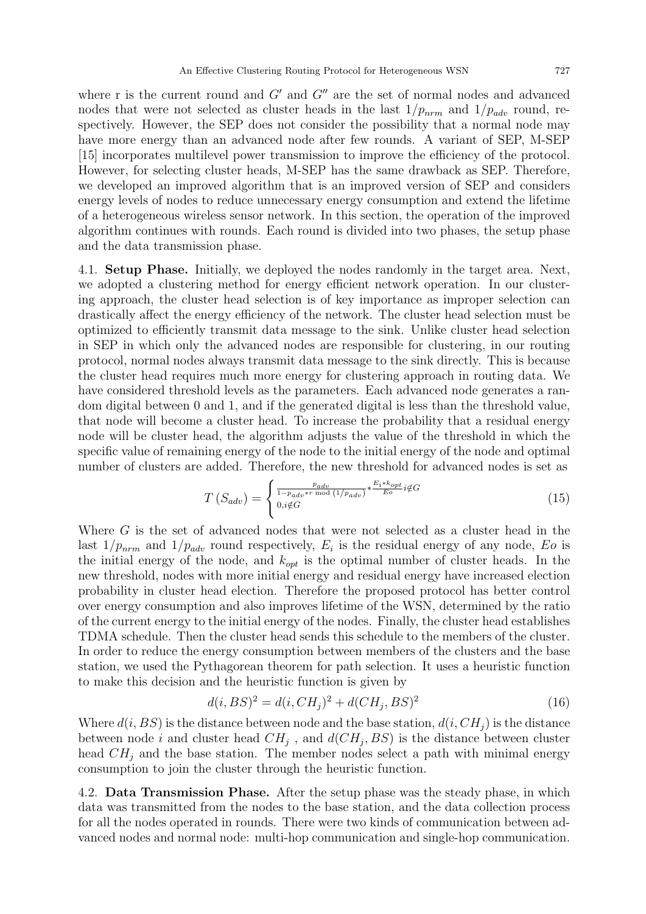where r is the current round and $G'$ and $G''$ are the set of normal nodes and advanced nodes that were not selected as cluster heads in the last $1/p_{nrm}$ and $1/p_{adv}$ round, respectively. However, the SEP does not consider the possibility that a normal node may have more energy than an advanced node after few rounds. A variant of SEP, M-SEP [15] incorporates multilevel power transmission to improve the efficiency of the protocol. However, for selecting cluster heads, M-SEP has the same drawback as SEP. Therefore, we developed an improved algorithm that is an improved version of SEP and considers energy levels of nodes to reduce unnecessary energy consumption and extend the lifetime of a heterogeneous wireless sensor network. In this section, the operation of the improved algorithm continues with rounds. Each round is divided into two phases, the setup phase and the data transmission phase.

4.1. **Setup Phase.** Initially, we deployed the nodes randomly in the target area. Next, we adopted a clustering method for energy efficient network operation. In our clustering approach, the cluster head selection is of key importance as improper selection can drastically affect the energy efficiency of the network. The cluster head selection must be optimized to efficiently transmit data message to the sink. Unlike cluster head selection in SEP in which only the advanced nodes are responsible for clustering, in our routing protocol, normal nodes always transmit data message to the sink directly. This is because the cluster head requires much more energy for clustering approach in routing data. We have considered threshold levels as the parameters. Each advanced node generates a random digital between 0 and 1, and if the generated digital is less than the threshold value, that node will become a cluster head. To increase the probability that a residual energy node will be cluster head, the algorithm adjusts the value of the threshold in which the specific value of remaining energy of the node to the initial energy of the node and optimal number of clusters are added. Therefore, the new threshold for advanced nodes is set as

$$T\left(S_{adv}\right) = \begin{cases} \frac{p_{adv}}{1-p_{adv}*r \bmod \left(1/p_{adv}\right)} * \frac{E_i * k_{opt}}{Eo} i \notin G \\ 0, i \notin G \end{cases} \tag{15}$$

Where $G$ is the set of advanced nodes that were not selected as a cluster head in the last $1/p_{nrm}$ and $1/p_{adv}$ round respectively, $E_i$ is the residual energy of any node, $Eo$ is the initial energy of the node, and $k_{opt}$ is the optimal number of cluster heads. In the new threshold, nodes with more initial energy and residual energy have increased election probability in cluster head election. Therefore the proposed protocol has better control over energy consumption and also improves lifetime of the WSN, determined by the ratio of the current energy to the initial energy of the nodes. Finally, the cluster head establishes TDMA schedule. Then the cluster head sends this schedule to the members of the cluster. In order to reduce the energy consumption between members of the clusters and the base station, we used the Pythagorean theorem for path selection. It uses a heuristic function to make this decision and the heuristic function is given by

$$d(i, BS)^2 = d(i, CH_j)^2 + d(CH_j, BS)^2 \tag{16}$$

Where $d(i, BS)$ is the distance between node and the base station, $d(i, CH_j)$ is the distance between node $i$ and cluster head $CH_j$ , and $d(CH_j, BS)$ is the distance between cluster head $CH_j$ and the base station. The member nodes select a path with minimal energy consumption to join the cluster through the heuristic function.

4.2. **Data Transmission Phase.** After the setup phase was the steady phase, in which data was transmitted from the nodes to the base station, and the data collection process for all the nodes operated in rounds. There were two kinds of communication between advanced nodes and normal node: multi-hop communication and single-hop communication.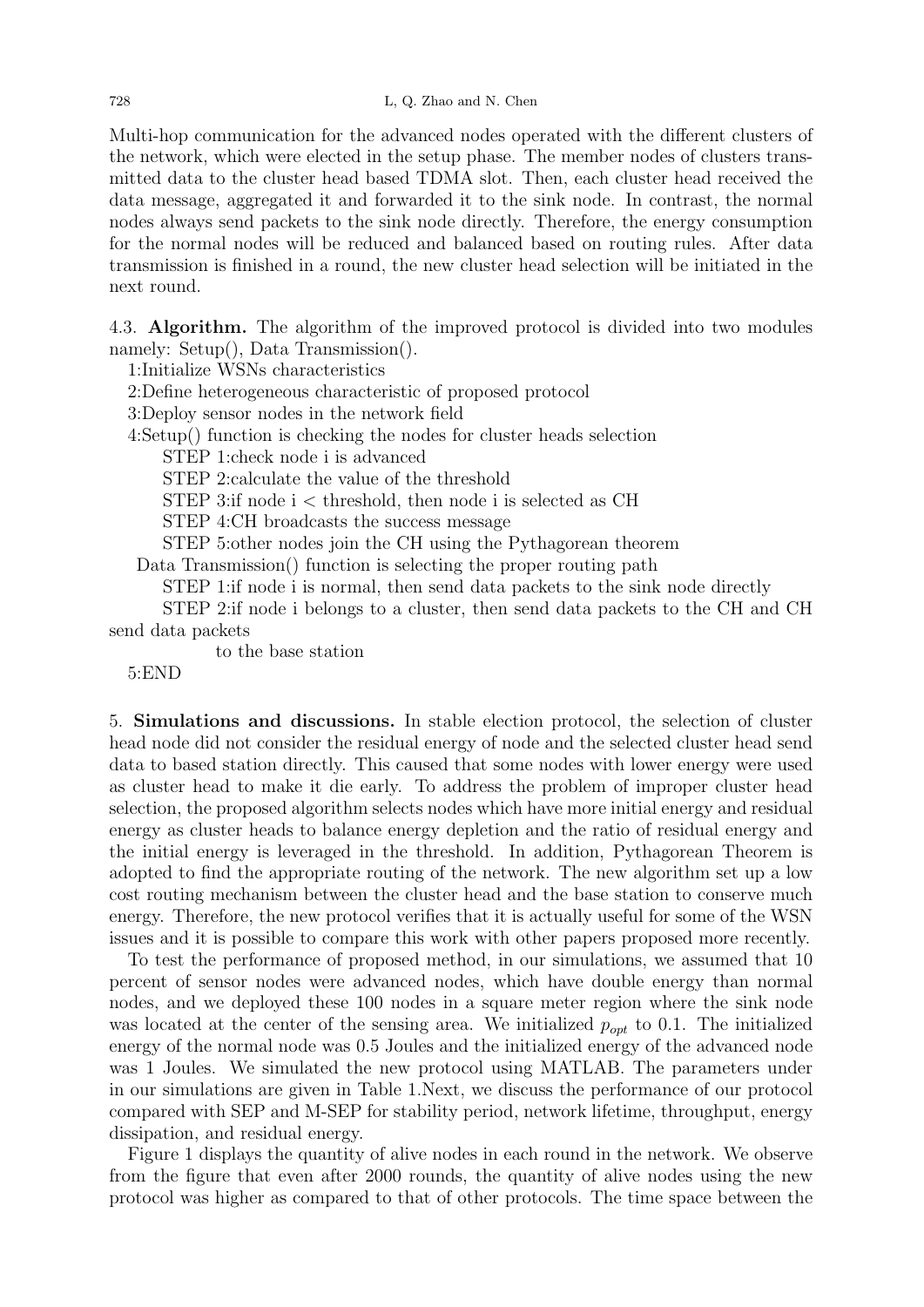Multi-hop communication for the advanced nodes operated with the different clusters of the network, which were elected in the setup phase. The member nodes of clusters transmitted data to the cluster head based TDMA slot. Then, each cluster head received the data message, aggregated it and forwarded it to the sink node. In contrast, the normal nodes always send packets to the sink node directly. Therefore, the energy consumption for the normal nodes will be reduced and balanced based on routing rules. After data transmission is finished in a round, the new cluster head selection will be initiated in the next round.

4.3. **Algorithm.** The algorithm of the improved protocol is divided into two modules namely: Setup(), Data Transmission().

1:Initialize WSNs characteristics

2:Define heterogeneous characteristic of proposed protocol

3:Deploy sensor nodes in the network field

4:Setup() function is checking the nodes for cluster heads selection

STEP 1:check node i is advanced

STEP 2:calculate the value of the threshold

STEP 3:if node i < threshold, then node i is selected as CH

STEP 4:CH broadcasts the success message

STEP 5:other nodes join the CH using the Pythagorean theorem

Data Transmission() function is selecting the proper routing path

STEP 1:if node i is normal, then send data packets to the sink node directly

STEP 2:if node i belongs to a cluster, then send data packets to the CH and CH send data packets to the base station

5:END

5. **Simulations and discussions.** In stable election protocol, the selection of cluster head node did not consider the residual energy of node and the selected cluster head send data to based station directly. This caused that some nodes with lower energy were used as cluster head to make it die early. To address the problem of improper cluster head selection, the proposed algorithm selects nodes which have more initial energy and residual energy as cluster heads to balance energy depletion and the ratio of residual energy and the initial energy is leveraged in the threshold. In addition, Pythagorean Theorem is adopted to find the appropriate routing of the network. The new algorithm set up a low cost routing mechanism between the cluster head and the base station to conserve much energy. Therefore, the new protocol verifies that it is actually useful for some of the WSN issues and it is possible to compare this work with other papers proposed more recently.

To test the performance of proposed method, in our simulations, we assumed that 10 percent of sensor nodes were advanced nodes, which have double energy than normal nodes, and we deployed these 100 nodes in a square meter region where the sink node was located at the center of the sensing area. We initialized $p_{opt}$ to 0.1. The initialized energy of the normal node was 0.5 Joules and the initialized energy of the advanced node was 1 Joules. We simulated the new protocol using MATLAB. The parameters under in our simulations are given in Table 1.Next, we discuss the performance of our protocol compared with SEP and M-SEP for stability period, network lifetime, throughput, energy dissipation, and residual energy.

Figure 1 displays the quantity of alive nodes in each round in the network. We observe from the figure that even after 2000 rounds, the quantity of alive nodes using the new protocol was higher as compared to that of other protocols. The time space between the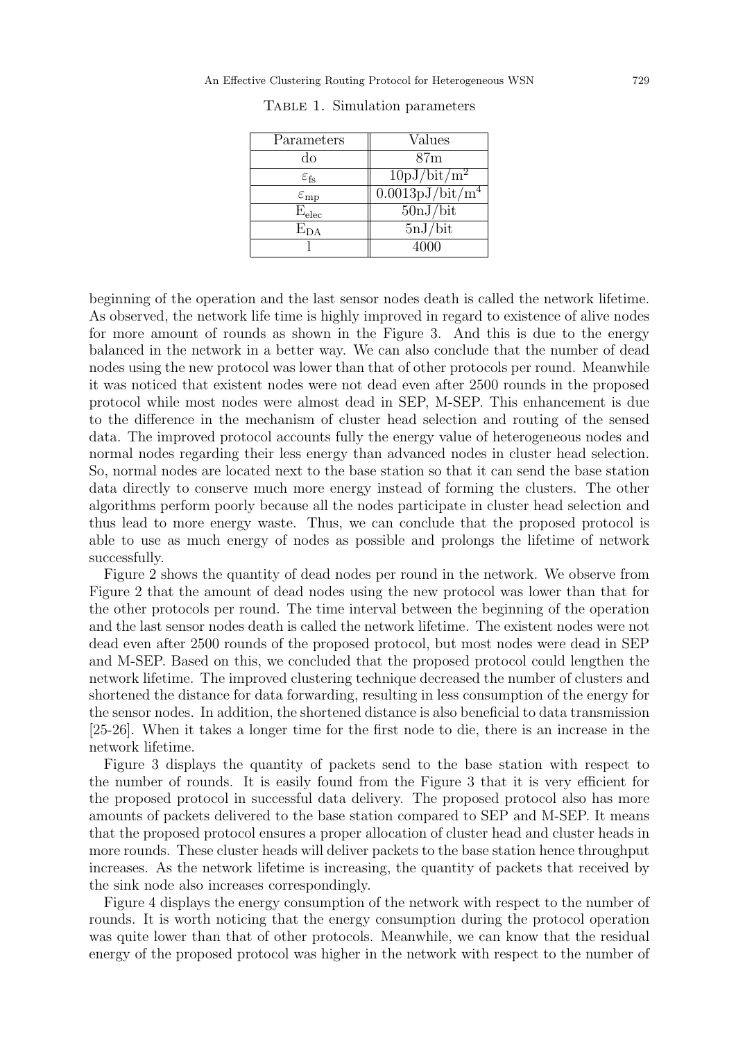Table 1. Simulation parameters

| Parameters | Values |
|---|---|
| do | 87m |
| $\varepsilon_{fs}$ | $10pJ/bit/m^2$ |
| $\varepsilon_{mp}$ | $0.0013pJ/bit/m^4$ |
| $E_{elec}$ | 50nJ/bit |
| $E_{DA}$ | 5nJ/bit |
| l | 4000 |

beginning of the operation and the last sensor nodes death is called the network lifetime. As observed, the network life time is highly improved in regard to existence of alive nodes for more amount of rounds as shown in the Figure 3. And this is due to the energy balanced in the network in a better way. We can also conclude that the number of dead nodes using the new protocol was lower than that of other protocols per round. Meanwhile it was noticed that existent nodes were not dead even after 2500 rounds in the proposed protocol while most nodes were almost dead in SEP, M-SEP. This enhancement is due to the difference in the mechanism of cluster head selection and routing of the sensed data. The improved protocol accounts fully the energy value of heterogeneous nodes and normal nodes regarding their less energy than advanced nodes in cluster head selection. So, normal nodes are located next to the base station so that it can send the base station data directly to conserve much more energy instead of forming the clusters. The other algorithms perform poorly because all the nodes participate in cluster head selection and thus lead to more energy waste. Thus, we can conclude that the proposed protocol is able to use as much energy of nodes as possible and prolongs the lifetime of network successfully.

Figure 2 shows the quantity of dead nodes per round in the network. We observe from Figure 2 that the amount of dead nodes using the new protocol was lower than that for the other protocols per round. The time interval between the beginning of the operation and the last sensor nodes death is called the network lifetime. The existent nodes were not dead even after 2500 rounds of the proposed protocol, but most nodes were dead in SEP and M-SEP. Based on this, we concluded that the proposed protocol could lengthen the network lifetime. The improved clustering technique decreased the number of clusters and shortened the distance for data forwarding, resulting in less consumption of the energy for the sensor nodes. In addition, the shortened distance is also beneficial to data transmission [25-26]. When it takes a longer time for the first node to die, there is an increase in the network lifetime.

Figure 3 displays the quantity of packets send to the base station with respect to the number of rounds. It is easily found from the Figure 3 that it is very efficient for the proposed protocol in successful data delivery. The proposed protocol also has more amounts of packets delivered to the base station compared to SEP and M-SEP. It means that the proposed protocol ensures a proper allocation of cluster head and cluster heads in more rounds. These cluster heads will deliver packets to the base station hence throughput increases. As the network lifetime is increasing, the quantity of packets that received by the sink node also increases correspondingly.

Figure 4 displays the energy consumption of the network with respect to the number of rounds. It is worth noticing that the energy consumption during the protocol operation was quite lower than that of other protocols. Meanwhile, we can know that the residual energy of the proposed protocol was higher in the network with respect to the number of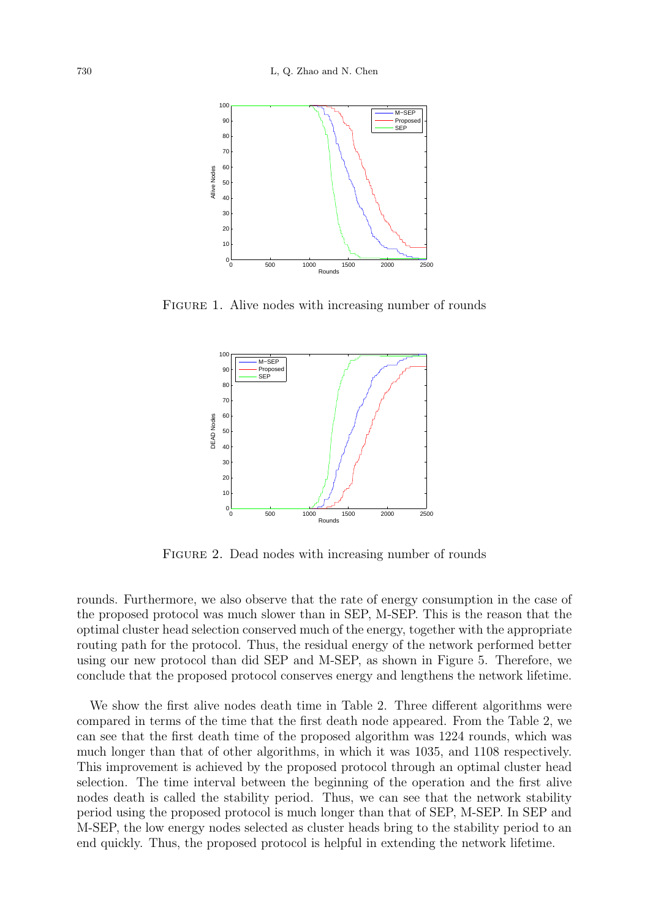FIGURE 1. Alive nodes with increasing number of rounds

FIGURE 2. Dead nodes with increasing number of rounds

rounds. Furthermore, we also observe that the rate of energy consumption in the case of the proposed protocol was much slower than in SEP, M-SEP. This is the reason that the optimal cluster head selection conserved much of the energy, together with the appropriate routing path for the protocol. Thus, the residual energy of the network performed better using our new protocol than did SEP and M-SEP, as shown in Figure 5. Therefore, we conclude that the proposed protocol conserves energy and lengthens the network lifetime.

We show the first alive nodes death time in Table 2. Three different algorithms were compared in terms of the time that the first death node appeared. From the Table 2, we can see that the first death time of the proposed algorithm was 1224 rounds, which was much longer than that of other algorithms, in which it was 1035, and 1108 respectively. This improvement is achieved by the proposed protocol through an optimal cluster head selection. The time interval between the beginning of the operation and the first alive nodes death is called the stability period. Thus, we can see that the network stability period using the proposed protocol is much longer than that of SEP, M-SEP. In SEP and M-SEP, the low energy nodes selected as cluster heads bring to the stability period to an end quickly. Thus, the proposed protocol is helpful in extending the network lifetime.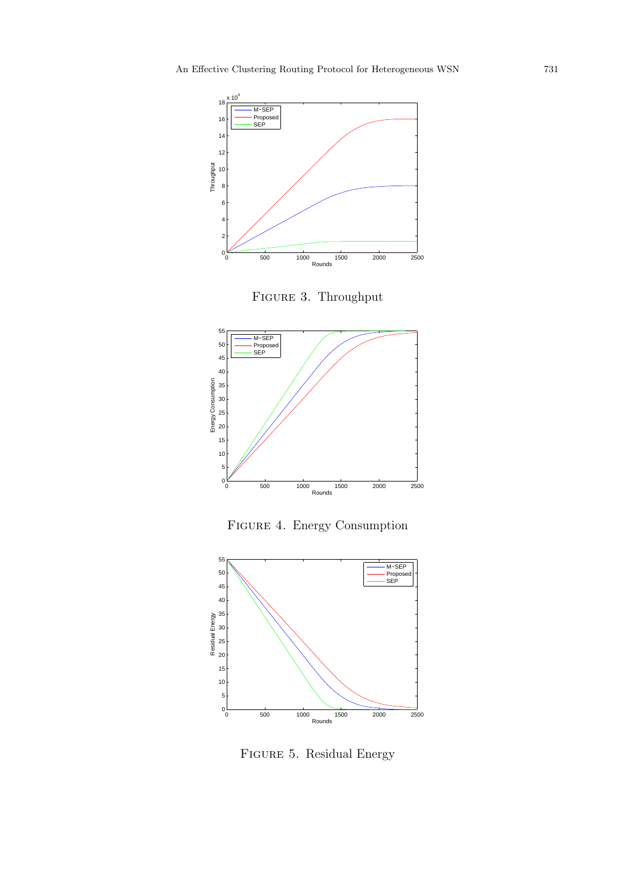Figure 3. Throughput

Figure 4. Energy Consumption

Figure 5. Residual Energy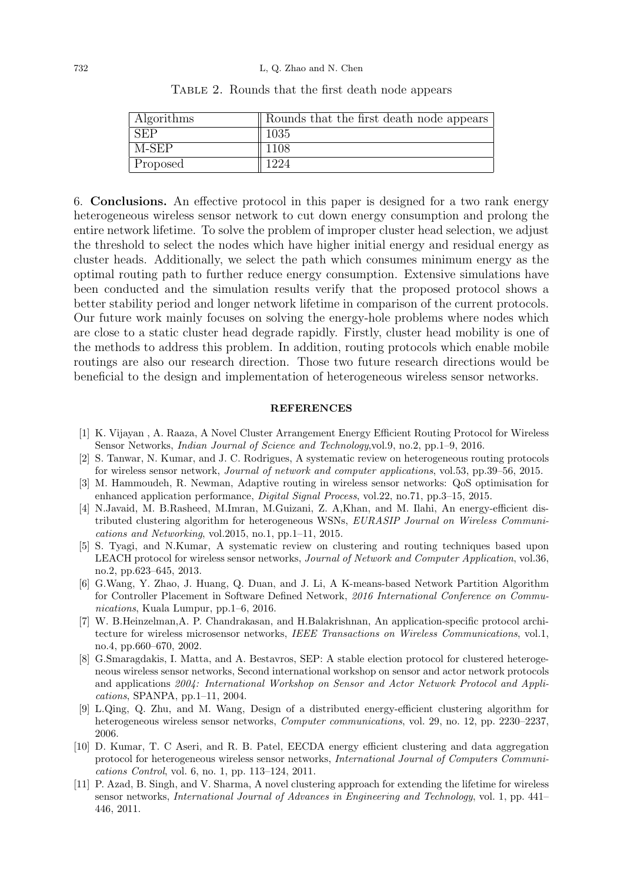TABLE 2. Rounds that the first death node appears

| Algorithms | Rounds that the first death node appears |
|---|---|
| SEP | 1035 |
| M-SEP | 1108 |
| Proposed | 1224 |

6. **Conclusions.** An effective protocol in this paper is designed for a two rank energy heterogeneous wireless sensor network to cut down energy consumption and prolong the entire network lifetime. To solve the problem of improper cluster head selection, we adjust the threshold to select the nodes which have higher initial energy and residual energy as cluster heads. Additionally, we select the path which consumes minimum energy as the optimal routing path to further reduce energy consumption. Extensive simulations have been conducted and the simulation results verify that the proposed protocol shows a better stability period and longer network lifetime in comparison of the current protocols. Our future work mainly focuses on solving the energy-hole problems where nodes which are close to a static cluster head degrade rapidly. Firstly, cluster head mobility is one of the methods to address this problem. In addition, routing protocols which enable mobile routings are also our research direction. Those two future research directions would be beneficial to the design and implementation of heterogeneous wireless sensor networks.

## REFERENCES

[1] K. Vijayan , A. Raaza, A Novel Cluster Arrangement Energy Efficient Routing Protocol for Wireless Sensor Networks, *Indian Journal of Science and Technology*,vol.9, no.2, pp.1–9, 2016.

[2] S. Tanwar, N. Kumar, and J. C. Rodrigues, A systematic review on heterogeneous routing protocols for wireless sensor network, *Journal of network and computer applications*, vol.53, pp.39–56, 2015.

[3] M. Hammoudeh, R. Newman, Adaptive routing in wireless sensor networks: QoS optimisation for enhanced application performance, *Digital Signal Process*, vol.22, no.71, pp.3–15, 2015.

[4] N.Javaid, M. B.Rasheed, M.Imran, M.Guizani, Z. A,Khan, and M. Ilahi, An energy-efficient distributed clustering algorithm for heterogeneous WSNs, *EURASIP Journal on Wireless Communications and Networking*, vol.2015, no.1, pp.1–11, 2015.

[5] S. Tyagi, and N.Kumar, A systematic review on clustering and routing techniques based upon LEACH protocol for wireless sensor networks, *Journal of Network and Computer Application*, vol.36, no.2, pp.623–645, 2013.

[6] G.Wang, Y. Zhao, J. Huang, Q. Duan, and J. Li, A K-means-based Network Partition Algorithm for Controller Placement in Software Defined Network, *2016 International Conference on Communications*, Kuala Lumpur, pp.1–6, 2016.

[7] W. B.Heinzelman,A. P. Chandrakasan, and H.Balakrishnan, An application-specific protocol architecture for wireless microsensor networks, *IEEE Transactions on Wireless Communications*, vol.1, no.4, pp.660–670, 2002.

[8] G.Smaragdakis, I. Matta, and A. Bestavros, SEP: A stable election protocol for clustered heterogeneous wireless sensor networks, Second international workshop on sensor and actor network protocols and applications *2004: International Workshop on Sensor and Actor Network Protocol and Applications*, SPANPA, pp.1–11, 2004.

[9] L.Qing, Q. Zhu, and M. Wang, Design of a distributed energy-efficient clustering algorithm for heterogeneous wireless sensor networks, *Computer communications*, vol. 29, no. 12, pp. 2230–2237, 2006.

[10] D. Kumar, T. C Aseri, and R. B. Patel, EECDA energy efficient clustering and data aggregation protocol for heterogeneous wireless sensor networks, *International Journal of Computers Communications Control*, vol. 6, no. 1, pp. 113–124, 2011.

[11] P. Azad, B. Singh, and V. Sharma, A novel clustering approach for extending the lifetime for wireless sensor networks, *International Journal of Advances in Engineering and Technology*, vol. 1, pp. 441–446, 2011.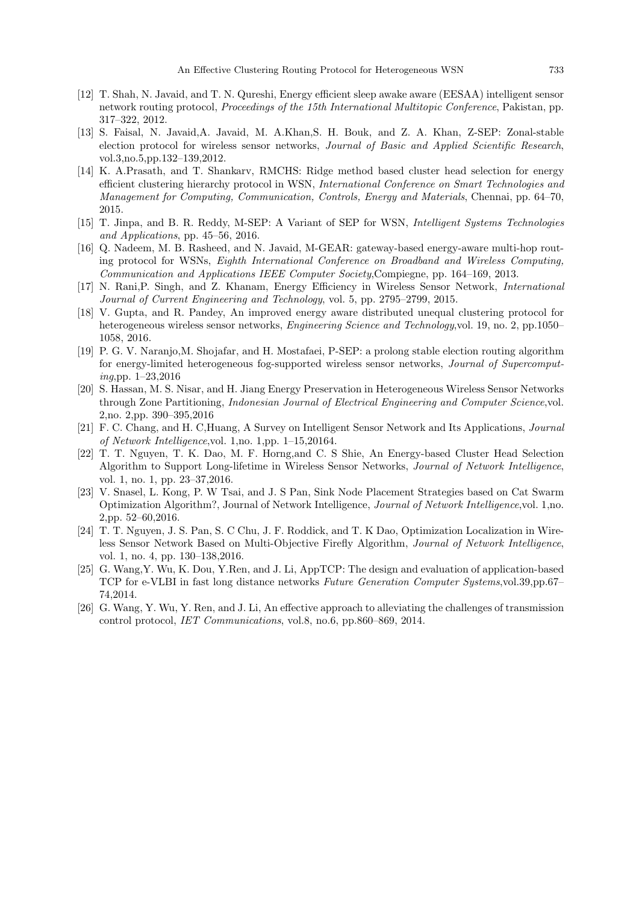[12] T. Shah, N. Javaid, and T. N. Qureshi, Energy efficient sleep awake aware (EESAA) intelligent sensor network routing protocol, *Proceedings of the 15th International Multitopic Conference*, Pakistan, pp. 317–322, 2012.

[13] S. Faisal, N. Javaid,A. Javaid, M. A.Khan,S. H. Bouk, and Z. A. Khan, Z-SEP: Zonal-stable election protocol for wireless sensor networks, *Journal of Basic and Applied Scientific Research*, vol.3,no.5,pp.132–139,2012.

[14] K. A.Prasath, and T. Shankarv, RMCHS: Ridge method based cluster head selection for energy efficient clustering hierarchy protocol in WSN, *International Conference on Smart Technologies and Management for Computing, Communication, Controls, Energy and Materials*, Chennai, pp. 64–70, 2015.

[15] T. Jinpa, and B. R. Reddy, M-SEP: A Variant of SEP for WSN, *Intelligent Systems Technologies and Applications*, pp. 45–56, 2016.

[16] Q. Nadeem, M. B. Rasheed, and N. Javaid, M-GEAR: gateway-based energy-aware multi-hop routing protocol for WSNs, *Eighth International Conference on Broadband and Wireless Computing, Communication and Applications IEEE Computer Society*,Compiegne, pp. 164–169, 2013.

[17] N. Rani,P. Singh, and Z. Khanam, Energy Efficiency in Wireless Sensor Network, *International Journal of Current Engineering and Technology*, vol. 5, pp. 2795–2799, 2015.

[18] V. Gupta, and R. Pandey, An improved energy aware distributed unequal clustering protocol for heterogeneous wireless sensor networks, *Engineering Science and Technology*,vol. 19, no. 2, pp.1050–1058, 2016.

[19] P. G. V. Naranjo,M. Shojafar, and H. Mostafaei, P-SEP: a prolong stable election routing algorithm for energy-limited heterogeneous fog-supported wireless sensor networks, *Journal of Supercomputing*,pp. 1–23,2016

[20] S. Hassan, M. S. Nisar, and H. Jiang Energy Preservation in Heterogeneous Wireless Sensor Networks through Zone Partitioning, *Indonesian Journal of Electrical Engineering and Computer Science*,vol. 2,no. 2,pp. 390–395,2016

[21] F. C. Chang, and H. C,Huang, A Survey on Intelligent Sensor Network and Its Applications, *Journal of Network Intelligence*,vol. 1,no. 1,pp. 1–15,20164.

[22] T. T. Nguyen, T. K. Dao, M. F. Horng,and C. S Shie, An Energy-based Cluster Head Selection Algorithm to Support Long-lifetime in Wireless Sensor Networks, *Journal of Network Intelligence*, vol. 1, no. 1, pp. 23–37,2016.

[23] V. Snasel, L. Kong, P. W Tsai, and J. S Pan, Sink Node Placement Strategies based on Cat Swarm Optimization Algorithm?, Journal of Network Intelligence, *Journal of Network Intelligence*,vol. 1,no. 2,pp. 52–60,2016.

[24] T. T. Nguyen, J. S. Pan, S. C Chu, J. F. Roddick, and T. K Dao, Optimization Localization in Wireless Sensor Network Based on Multi-Objective Firefly Algorithm, *Journal of Network Intelligence*, vol. 1, no. 4, pp. 130–138,2016.

[25] G. Wang,Y. Wu, K. Dou, Y.Ren, and J. Li, AppTCP: The design and evaluation of application-based TCP for e-VLBI in fast long distance networks *Future Generation Computer Systems*,vol.39,pp.67–74,2014.

[26] G. Wang, Y. Wu, Y. Ren, and J. Li, An effective approach to alleviating the challenges of transmission control protocol, *IET Communications*, vol.8, no.6, pp.860–869, 2014.